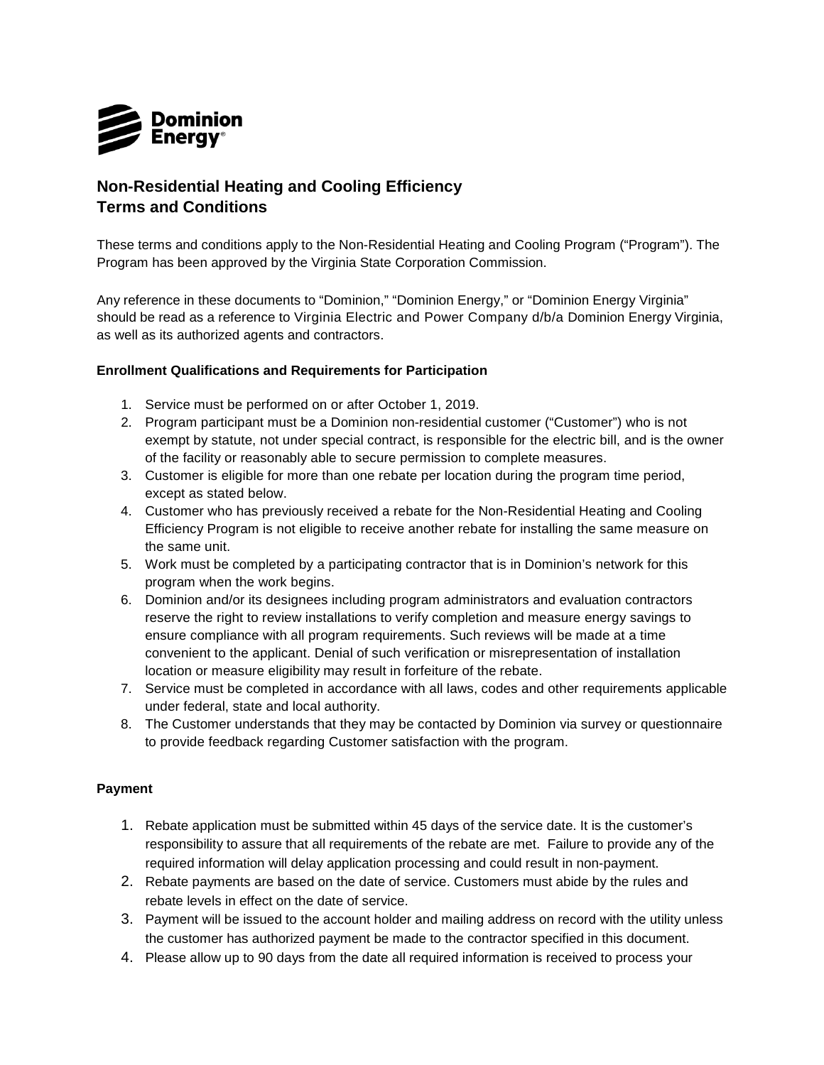Dominion Energy

## Non-Residential Heating and Cooling Efficiency Terms and Conditions

These terms and conditions apply to the Non-Residential Heating and Cooling Program ("Program"). The Program has been approved by the Virginia State Corporation Commission.

Any reference in these documents to "Dominion," "Dominion Energy," or "Dominion Energy Virginia" should be read as a reference to Virginia Electric and Power Company d/b/a Dominion Energy Virginia, as well as its authorized agents and contractors.

### Enrollment Qualifications and Requirements for Participation

1. Service must be performed on or after October 1, 2019.
2. Program participant must be a Dominion non-residential customer ("Customer") who is not exempt by statute, not under special contract, is responsible for the electric bill, and is the owner of the facility or reasonably able to secure permission to complete measures.
3. Customer is eligible for more than one rebate per location during the program time period, except as stated below.
4. Customer who has previously received a rebate for the Non-Residential Heating and Cooling Efficiency Program is not eligible to receive another rebate for installing the same measure on the same unit.
5. Work must be completed by a participating contractor that is in Dominion's network for this program when the work begins.
6. Dominion and/or its designees including program administrators and evaluation contractors reserve the right to review installations to verify completion and measure energy savings to ensure compliance with all program requirements. Such reviews will be made at a time convenient to the applicant. Denial of such verification or misrepresentation of installation location or measure eligibility may result in forfeiture of the rebate.
7. Service must be completed in accordance with all laws, codes and other requirements applicable under federal, state and local authority.
8. The Customer understands that they may be contacted by Dominion via survey or questionnaire to provide feedback regarding Customer satisfaction with the program.

### Payment

1. Rebate application must be submitted within 45 days of the service date. It is the customer's responsibility to assure that all requirements of the rebate are met. Failure to provide any of the required information will delay application processing and could result in non-payment.
2. Rebate payments are based on the date of service. Customers must abide by the rules and rebate levels in effect on the date of service.
3. Payment will be issued to the account holder and mailing address on record with the utility unless the customer has authorized payment be made to the contractor specified in this document.
4. Please allow up to 90 days from the date all required information is received to process your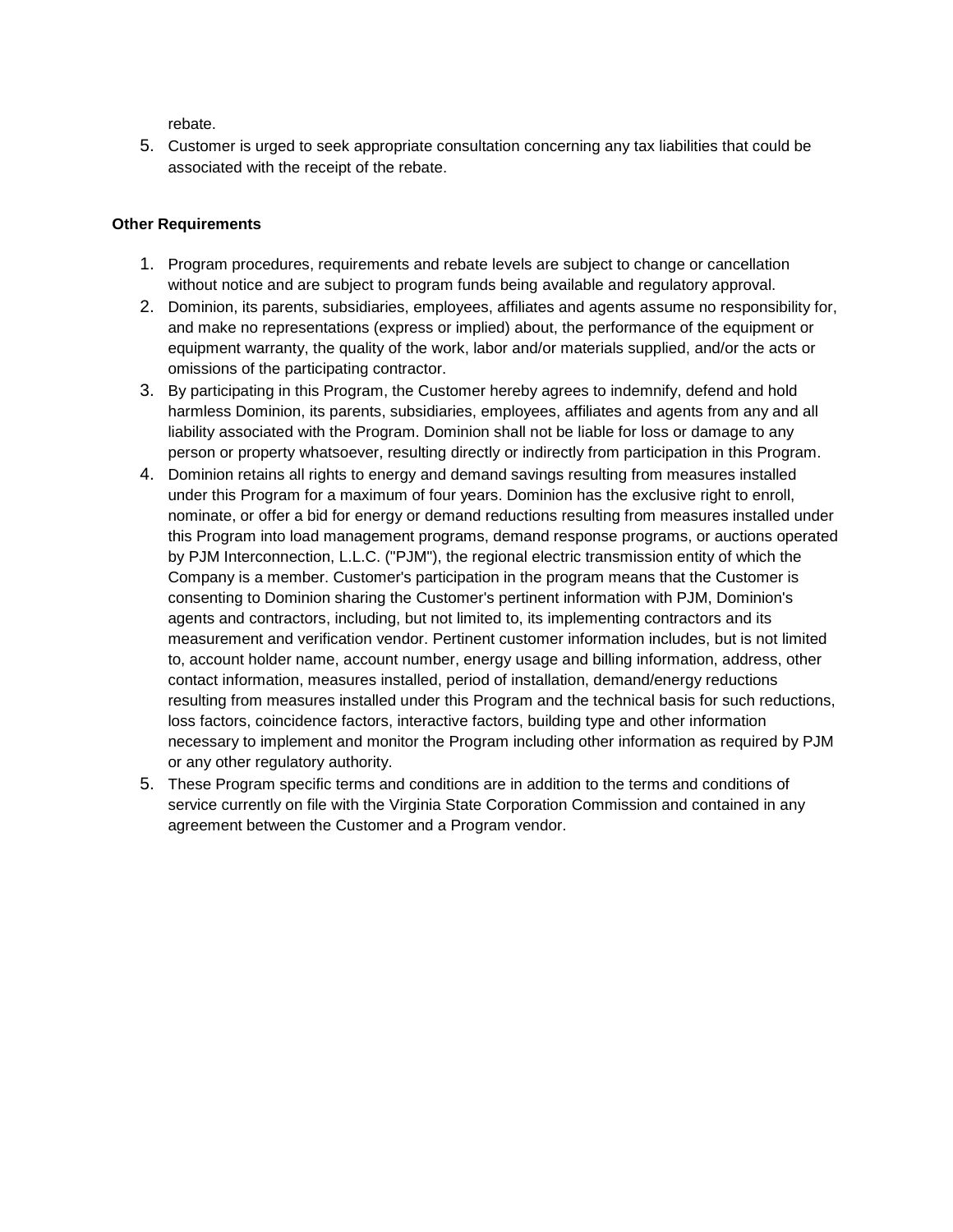rebate.

5. Customer is urged to seek appropriate consultation concerning any tax liabilities that could be associated with the receipt of the rebate.

**Other Requirements**

1. Program procedures, requirements and rebate levels are subject to change or cancellation without notice and are subject to program funds being available and regulatory approval.
2. Dominion, its parents, subsidiaries, employees, affiliates and agents assume no responsibility for, and make no representations (express or implied) about, the performance of the equipment or equipment warranty, the quality of the work, labor and/or materials supplied, and/or the acts or omissions of the participating contractor.
3. By participating in this Program, the Customer hereby agrees to indemnify, defend and hold harmless Dominion, its parents, subsidiaries, employees, affiliates and agents from any and all liability associated with the Program. Dominion shall not be liable for loss or damage to any person or property whatsoever, resulting directly or indirectly from participation in this Program.
4. Dominion retains all rights to energy and demand savings resulting from measures installed under this Program for a maximum of four years. Dominion has the exclusive right to enroll, nominate, or offer a bid for energy or demand reductions resulting from measures installed under this Program into load management programs, demand response programs, or auctions operated by PJM Interconnection, L.L.C. ("PJM"), the regional electric transmission entity of which the Company is a member. Customer's participation in the program means that the Customer is consenting to Dominion sharing the Customer's pertinent information with PJM, Dominion's agents and contractors, including, but not limited to, its implementing contractors and its measurement and verification vendor. Pertinent customer information includes, but is not limited to, account holder name, account number, energy usage and billing information, address, other contact information, measures installed, period of installation, demand/energy reductions resulting from measures installed under this Program and the technical basis for such reductions, loss factors, coincidence factors, interactive factors, building type and other information necessary to implement and monitor the Program including other information as required by PJM or any other regulatory authority.
5. These Program specific terms and conditions are in addition to the terms and conditions of service currently on file with the Virginia State Corporation Commission and contained in any agreement between the Customer and a Program vendor.